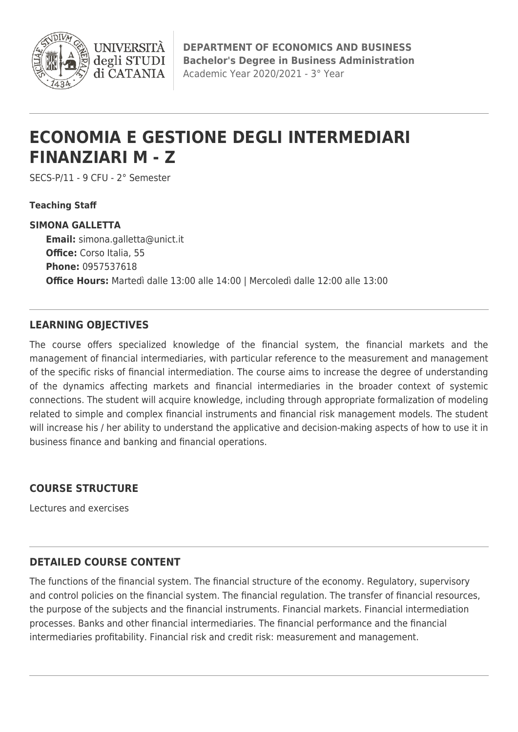**DEPARTMENT OF ECONOMICS AND BUSINESS**
**Bachelor's Degree in Business Administration**
Academic Year 2020/2021 - 3° Year

# ECONOMIA E GESTIONE DEGLI INTERMEDIARI FINANZIARI M - Z

SECS-P/11 - 9 CFU - 2° Semester

**Teaching Staff**

**SIMONA GALLETTA**
**Email:** simona.galletta@unict.it
**Office:** Corso Italia, 55
**Phone:** 0957537618
**Office Hours:** Martedì dalle 13:00 alle 14:00 | Mercoledì dalle 12:00 alle 13:00

## LEARNING OBJECTIVES

The course offers specialized knowledge of the financial system, the financial markets and the management of financial intermediaries, with particular reference to the measurement and management of the specific risks of financial intermediation. The course aims to increase the degree of understanding of the dynamics affecting markets and financial intermediaries in the broader context of systemic connections. The student will acquire knowledge, including through appropriate formalization of modeling related to simple and complex financial instruments and financial risk management models. The student will increase his / her ability to understand the applicative and decision-making aspects of how to use it in business finance and banking and financial operations.

## COURSE STRUCTURE

Lectures and exercises

## DETAILED COURSE CONTENT

The functions of the financial system. The financial structure of the economy. Regulatory, supervisory and control policies on the financial system. The financial regulation. The transfer of financial resources, the purpose of the subjects and the financial instruments. Financial markets. Financial intermediation processes. Banks and other financial intermediaries. The financial performance and the financial intermediaries profitability. Financial risk and credit risk: measurement and management.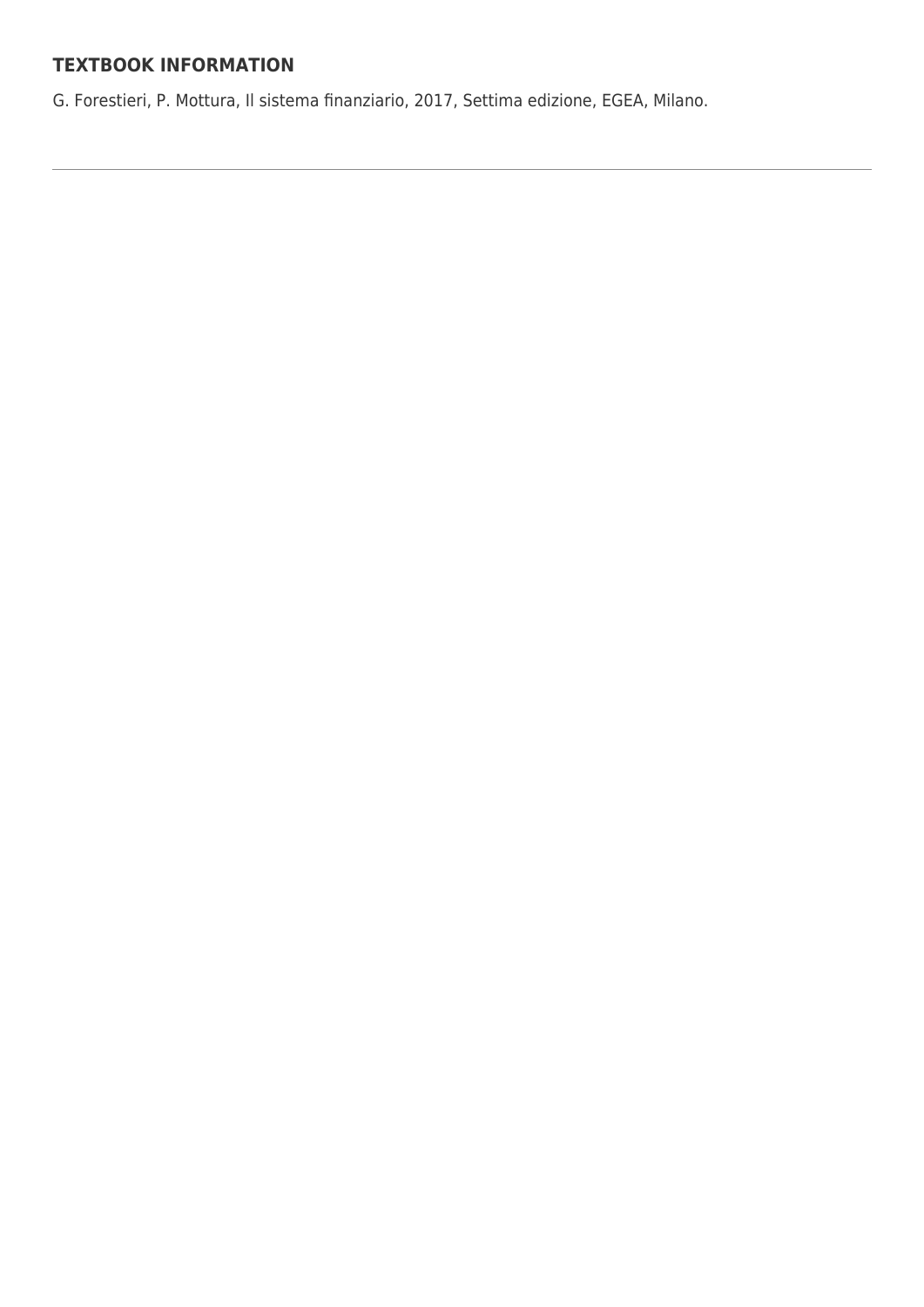## TEXTBOOK INFORMATION

G. Forestieri, P. Mottura, Il sistema finanziario, 2017, Settima edizione, EGEA, Milano.

---